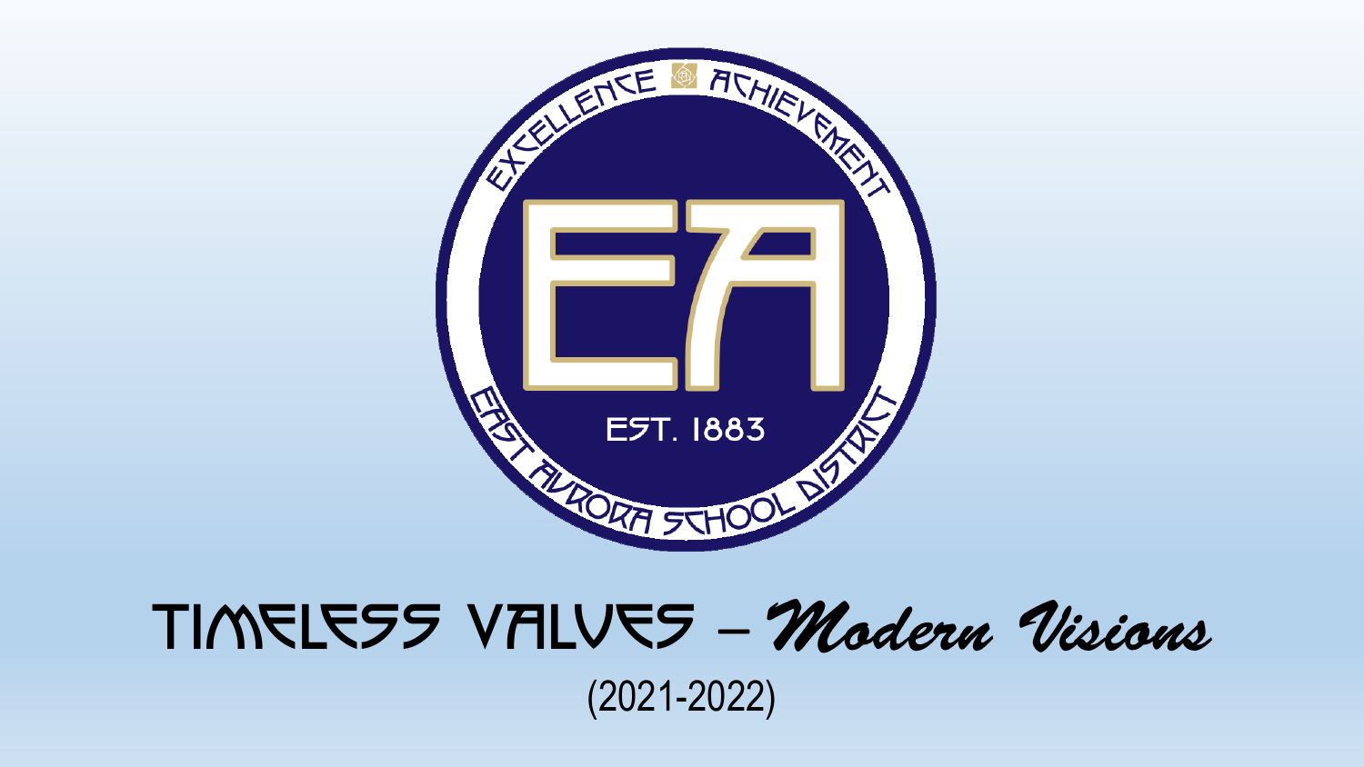EXCELLENCE ACHIEVEMENT

EA

EST. 1883

EAST AURORA SCHOOL DISTRICT

# TIMELESS VALUES – *Modern Visions*

(2021-2022)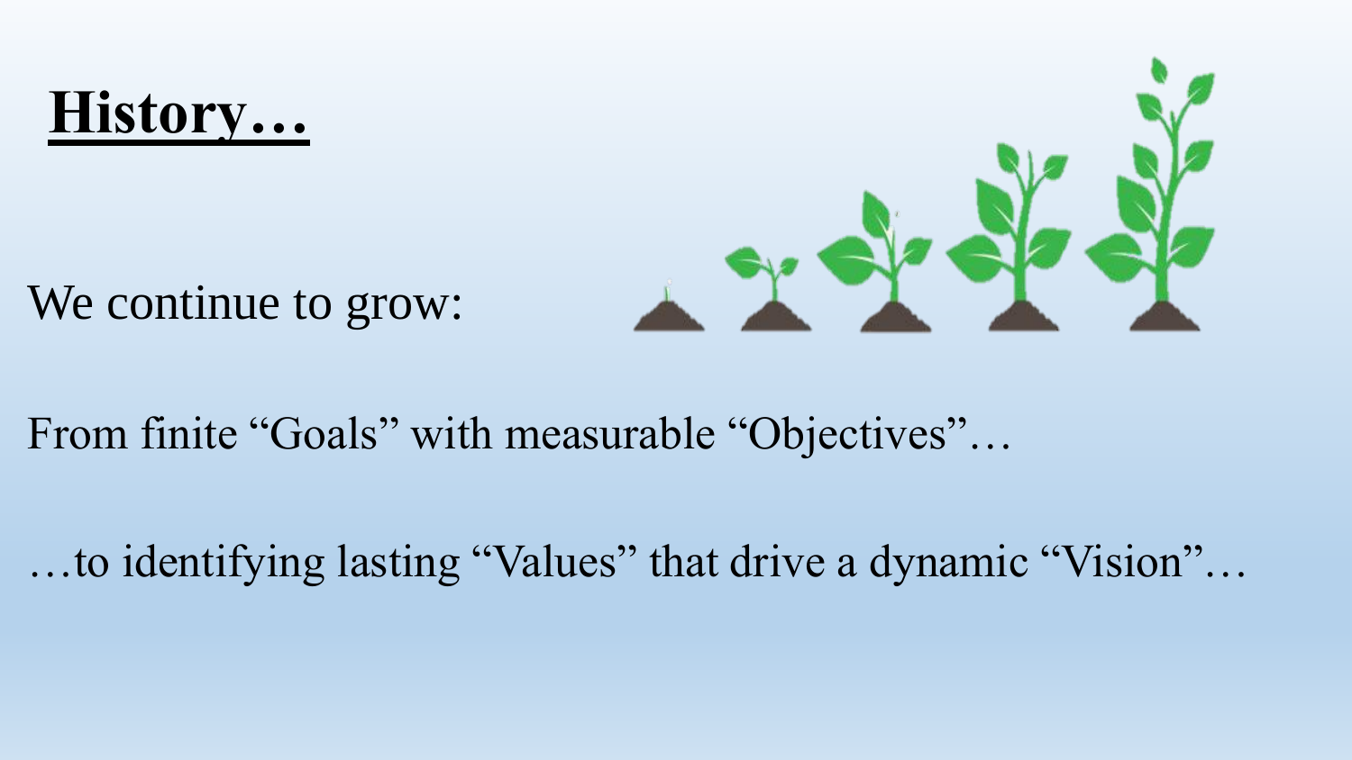# **History…**

We continue to grow:

From finite “Goals” with measurable “Objectives”…

…to identifying lasting “Values” that drive a dynamic “Vision”…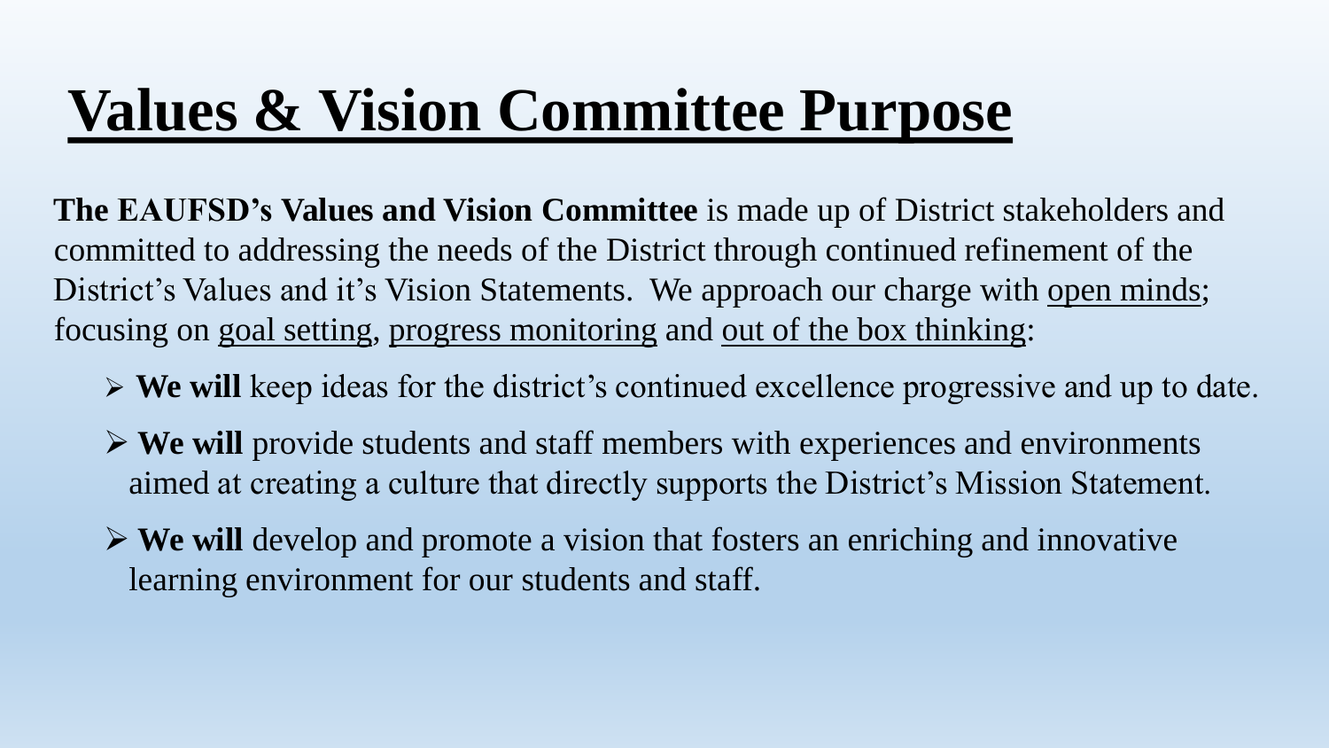# Values & Vision Committee Purpose

**The EAUFSD's Values and Vision Committee** is made up of District stakeholders and committed to addressing the needs of the District through continued refinement of the District's Values and it's Vision Statements. We approach our charge with <u>open minds</u>; focusing on <u>goal setting</u>, <u>progress monitoring</u> and <u>out of the box thinking</u>:

- **We will** keep ideas for the district's continued excellence progressive and up to date.
- **We will** provide students and staff members with experiences and environments aimed at creating a culture that directly supports the District's Mission Statement.
- **We will** develop and promote a vision that fosters an enriching and innovative learning environment for our students and staff.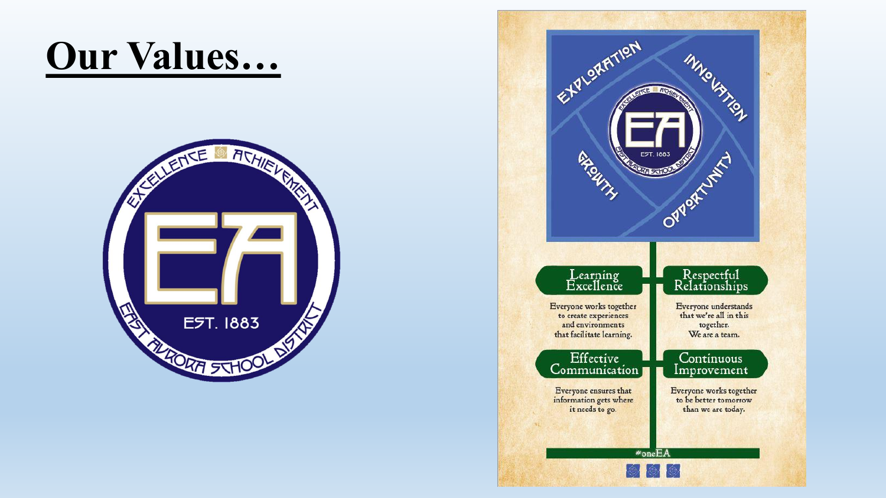# Our Values…

EXCELLENCE ACHIEVEMENT

EA

EST. 1883

EAST AURORA SCHOOL DISTRICT

EXPLORATION

INNOVATION

GROWTH

OPPORTUNITY

**Learning Excellence**

Everyone works together to create experiences and environments that facilitate learning.

**Respectful Relationships**

Everyone understands that we're all in this together. We are a team.

**Effective Communication**

Everyone ensures that information gets where it needs to go.

**Continuous Improvement**

Everyone works together to be better tomorrow than we are today.

#oneEA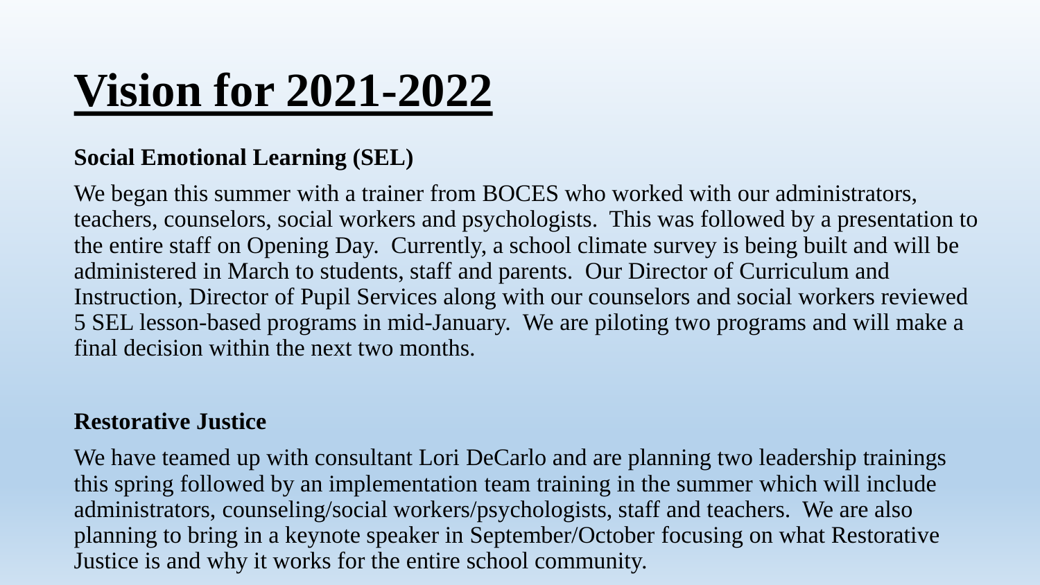# Vision for 2021-2022

**Social Emotional Learning (SEL)**

We began this summer with a trainer from BOCES who worked with our administrators, teachers, counselors, social workers and psychologists. This was followed by a presentation to the entire staff on Opening Day. Currently, a school climate survey is being built and will be administered in March to students, staff and parents. Our Director of Curriculum and Instruction, Director of Pupil Services along with our counselors and social workers reviewed 5 SEL lesson-based programs in mid-January. We are piloting two programs and will make a final decision within the next two months.

**Restorative Justice**

We have teamed up with consultant Lori DeCarlo and are planning two leadership trainings this spring followed by an implementation team training in the summer which will include administrators, counseling/social workers/psychologists, staff and teachers. We are also planning to bring in a keynote speaker in September/October focusing on what Restorative Justice is and why it works for the entire school community.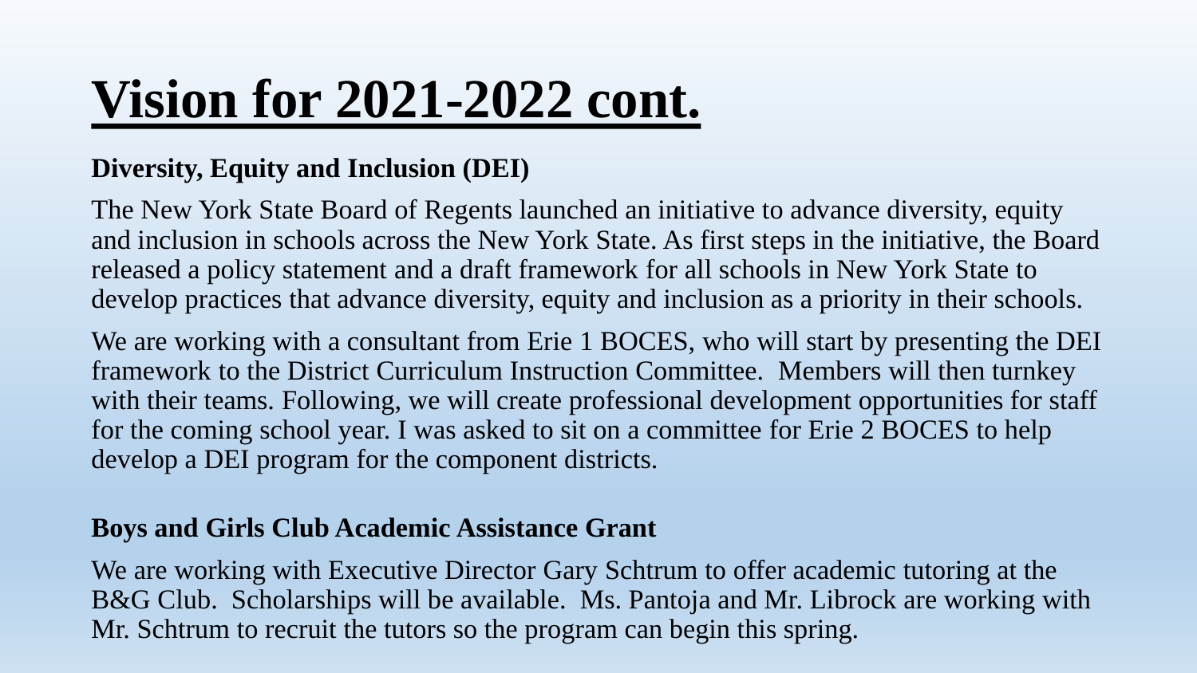# Vision for 2021-2022 cont.

**Diversity, Equity and Inclusion (DEI)**

The New York State Board of Regents launched an initiative to advance diversity, equity and inclusion in schools across the New York State. As first steps in the initiative, the Board released a policy statement and a draft framework for all schools in New York State to develop practices that advance diversity, equity and inclusion as a priority in their schools.

We are working with a consultant from Erie 1 BOCES, who will start by presenting the DEI framework to the District Curriculum Instruction Committee. Members will then turnkey with their teams. Following, we will create professional development opportunities for staff for the coming school year. I was asked to sit on a committee for Erie 2 BOCES to help develop a DEI program for the component districts.

**Boys and Girls Club Academic Assistance Grant**

We are working with Executive Director Gary Schtrum to offer academic tutoring at the B&G Club. Scholarships will be available. Ms. Pantoja and Mr. Librock are working with Mr. Schtrum to recruit the tutors so the program can begin this spring.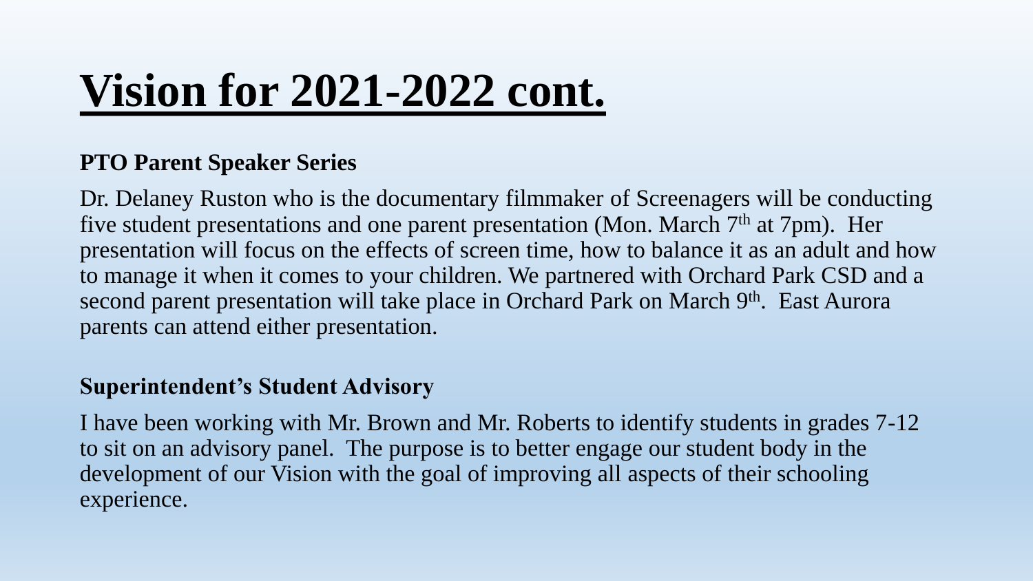# Vision for 2021-2022 cont.

**PTO Parent Speaker Series**

Dr. Delaney Ruston who is the documentary filmmaker of Screenagers will be conducting five student presentations and one parent presentation (Mon. March 7th at 7pm). Her presentation will focus on the effects of screen time, how to balance it as an adult and how to manage it when it comes to your children. We partnered with Orchard Park CSD and a second parent presentation will take place in Orchard Park on March 9th. East Aurora parents can attend either presentation.

**Superintendent's Student Advisory**

I have been working with Mr. Brown and Mr. Roberts to identify students in grades 7-12 to sit on an advisory panel. The purpose is to better engage our student body in the development of our Vision with the goal of improving all aspects of their schooling experience.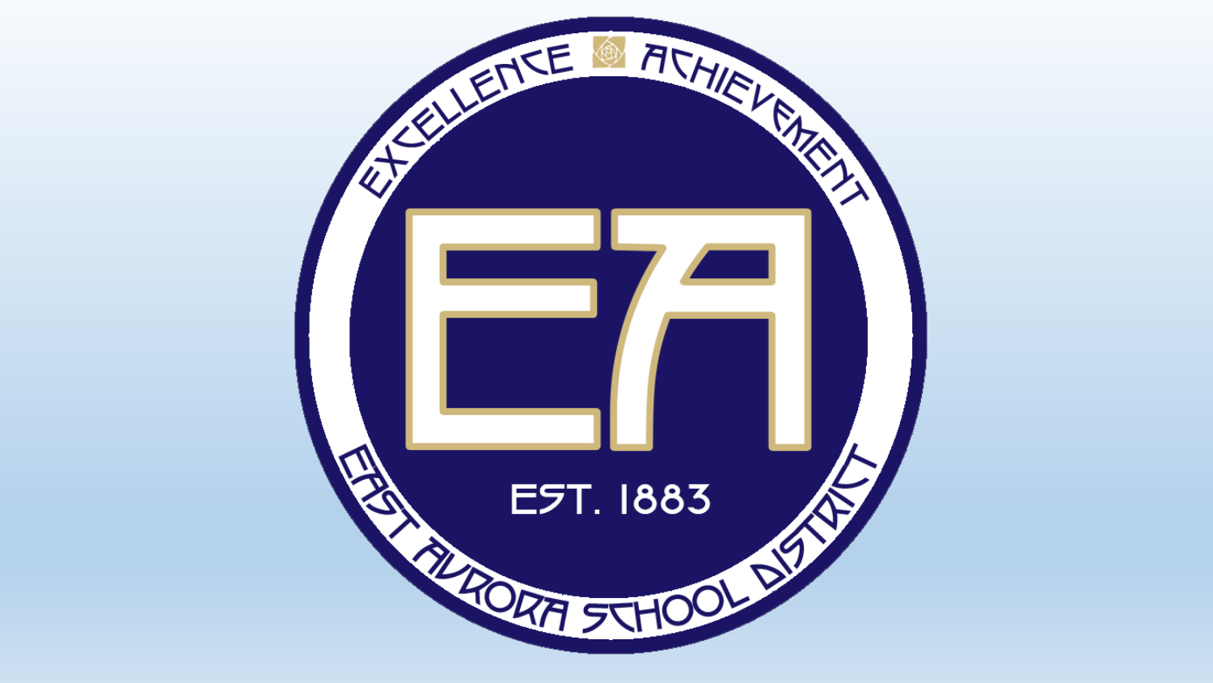EXCELLENCE ACHIEVEMENT

EA

EST. 1883

EAST AURORA SCHOOL DISTRICT